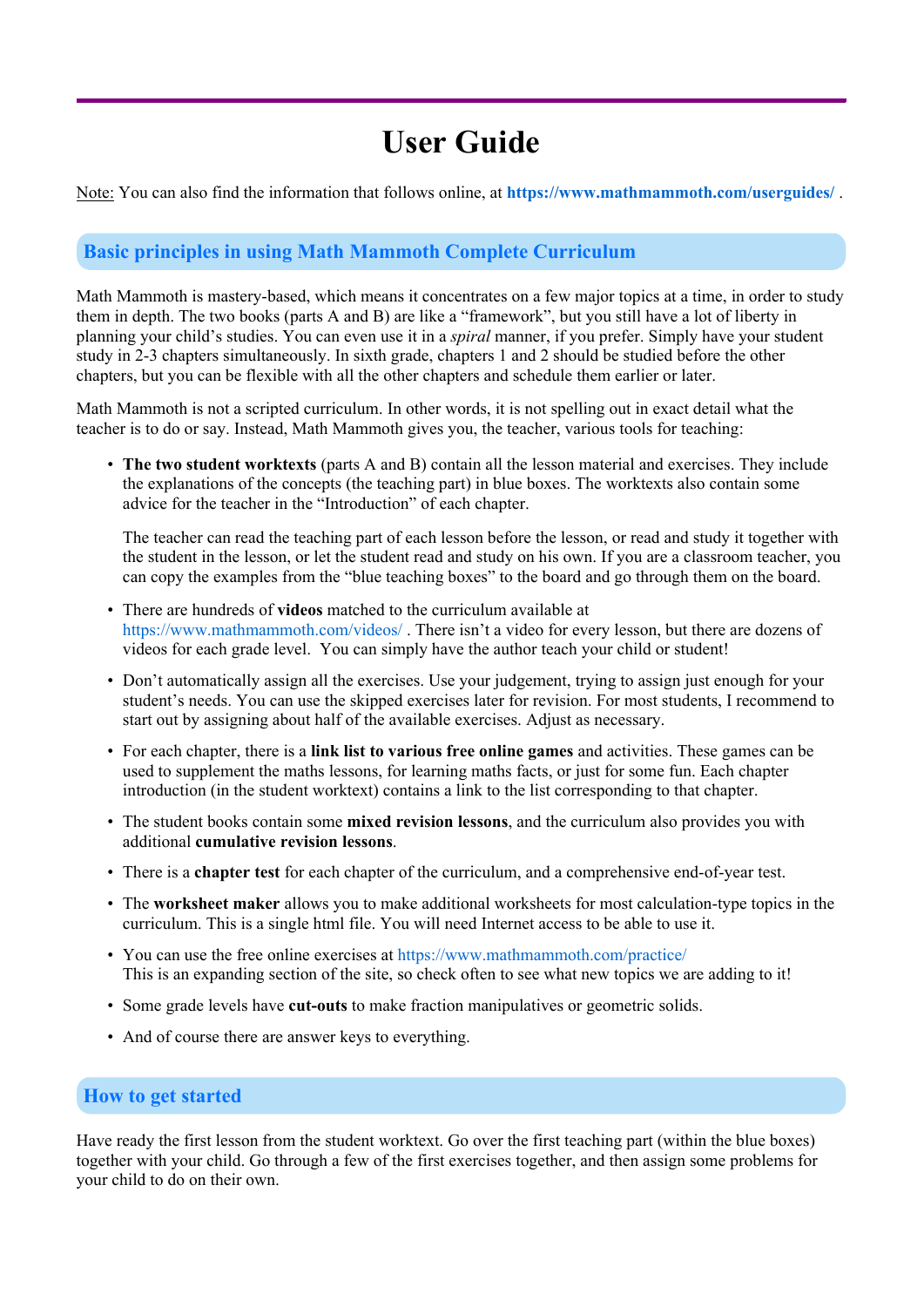# User Guide

Note: You can also find the information that follows online, at **https://www.mathmammoth.com/userguides/** .

## Basic principles in using Math Mammoth Complete Curriculum

Math Mammoth is mastery-based, which means it concentrates on a few major topics at a time, in order to study them in depth. The two books (parts A and B) are like a "framework", but you still have a lot of liberty in planning your child's studies. You can even use it in a *spiral* manner, if you prefer. Simply have your student study in 2-3 chapters simultaneously. In sixth grade, chapters 1 and 2 should be studied before the other chapters, but you can be flexible with all the other chapters and schedule them earlier or later.

Math Mammoth is not a scripted curriculum. In other words, it is not spelling out in exact detail what the teacher is to do or say. Instead, Math Mammoth gives you, the teacher, various tools for teaching:

- **The two student worktexts** (parts A and B) contain all the lesson material and exercises. They include the explanations of the concepts (the teaching part) in blue boxes. The worktexts also contain some advice for the teacher in the "Introduction" of each chapter.

  The teacher can read the teaching part of each lesson before the lesson, or read and study it together with the student in the lesson, or let the student read and study on his own. If you are a classroom teacher, you can copy the examples from the "blue teaching boxes" to the board and go through them on the board.

- There are hundreds of **videos** matched to the curriculum available at https://www.mathmammoth.com/videos/ . There isn't a video for every lesson, but there are dozens of videos for each grade level. You can simply have the author teach your child or student!

- Don't automatically assign all the exercises. Use your judgement, trying to assign just enough for your student's needs. You can use the skipped exercises later for revision. For most students, I recommend to start out by assigning about half of the available exercises. Adjust as necessary.

- For each chapter, there is a **link list to various free online games** and activities. These games can be used to supplement the maths lessons, for learning maths facts, or just for some fun. Each chapter introduction (in the student worktext) contains a link to the list corresponding to that chapter.

- The student books contain some **mixed revision lessons**, and the curriculum also provides you with additional **cumulative revision lessons**.

- There is a **chapter test** for each chapter of the curriculum, and a comprehensive end-of-year test.

- The **worksheet maker** allows you to make additional worksheets for most calculation-type topics in the curriculum. This is a single html file. You will need Internet access to be able to use it.

- You can use the free online exercises at https://www.mathmammoth.com/practice/
  This is an expanding section of the site, so check often to see what new topics we are adding to it!

- Some grade levels have **cut-outs** to make fraction manipulatives or geometric solids.

- And of course there are answer keys to everything.

## How to get started

Have ready the first lesson from the student worktext. Go over the first teaching part (within the blue boxes) together with your child. Go through a few of the first exercises together, and then assign some problems for your child to do on their own.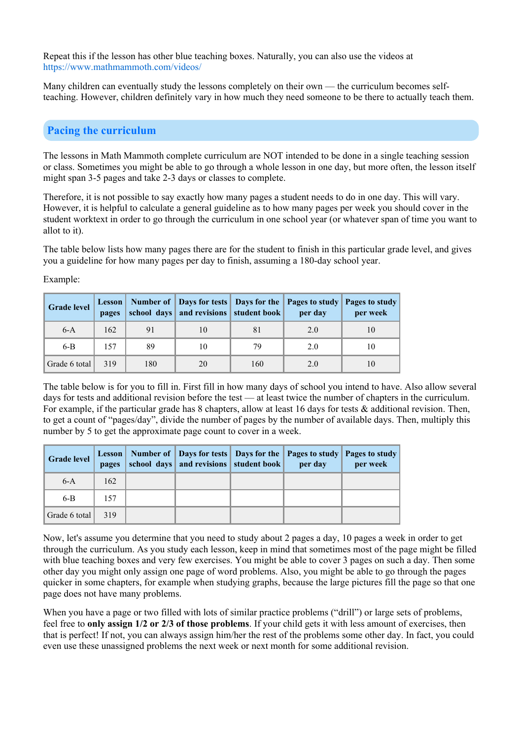Repeat this if the lesson has other blue teaching boxes. Naturally, you can also use the videos at https://www.mathmammoth.com/videos/

Many children can eventually study the lessons completely on their own — the curriculum becomes self-teaching. However, children definitely vary in how much they need someone to be there to actually teach them.

## Pacing the curriculum

The lessons in Math Mammoth complete curriculum are NOT intended to be done in a single teaching session or class. Sometimes you might be able to go through a whole lesson in one day, but more often, the lesson itself might span 3-5 pages and take 2-3 days or classes to complete.

Therefore, it is not possible to say exactly how many pages a student needs to do in one day. This will vary. However, it is helpful to calculate a general guideline as to how many pages per week you should cover in the student worktext in order to go through the curriculum in one school year (or whatever span of time you want to allot to it).

The table below lists how many pages there are for the student to finish in this particular grade level, and gives you a guideline for how many pages per day to finish, assuming a 180-day school year.

Example:

| Grade level | Lesson pages | Number of school days | Days for tests and revisions | Days for the student book | Pages to study per day | Pages to study per week |
|---|---|---|---|---|---|---|
| 6-A | 162 | 91 | 10 | 81 | 2.0 | 10 |
| 6-B | 157 | 89 | 10 | 79 | 2.0 | 10 |
| Grade 6 total | 319 | 180 | 20 | 160 | 2.0 | 10 |

The table below is for you to fill in. First fill in how many days of school you intend to have. Also allow several days for tests and additional revision before the test — at least twice the number of chapters in the curriculum. For example, if the particular grade has 8 chapters, allow at least 16 days for tests & additional revision. Then, to get a count of "pages/day", divide the number of pages by the number of available days. Then, multiply this number by 5 to get the approximate page count to cover in a week.

| Grade level | Lesson pages | Number of school days | Days for tests and revisions | Days for the student book | Pages to study per day | Pages to study per week |
|---|---|---|---|---|---|---|
| 6-A | 162 | | | | | |
| 6-B | 157 | | | | | |
| Grade 6 total | 319 | | | | | |

Now, let's assume you determine that you need to study about 2 pages a day, 10 pages a week in order to get through the curriculum. As you study each lesson, keep in mind that sometimes most of the page might be filled with blue teaching boxes and very few exercises. You might be able to cover 3 pages on such a day. Then some other day you might only assign one page of word problems. Also, you might be able to go through the pages quicker in some chapters, for example when studying graphs, because the large pictures fill the page so that one page does not have many problems.

When you have a page or two filled with lots of similar practice problems ("drill") or large sets of problems, feel free to **only assign 1/2 or 2/3 of those problems**. If your child gets it with less amount of exercises, then that is perfect! If not, you can always assign him/her the rest of the problems some other day. In fact, you could even use these unassigned problems the next week or next month for some additional revision.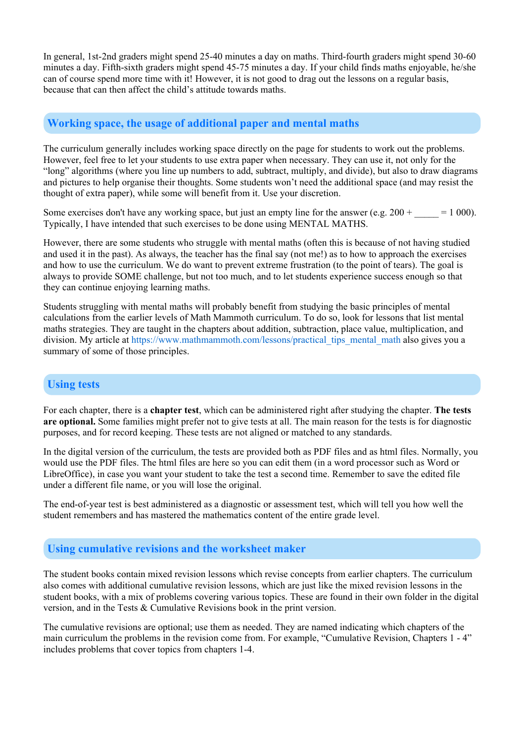In general, 1st-2nd graders might spend 25-40 minutes a day on maths. Third-fourth graders might spend 30-60 minutes a day. Fifth-sixth graders might spend 45-75 minutes a day. If your child finds maths enjoyable, he/she can of course spend more time with it! However, it is not good to drag out the lessons on a regular basis, because that can then affect the child's attitude towards maths.

## Working space, the usage of additional paper and mental maths

The curriculum generally includes working space directly on the page for students to work out the problems. However, feel free to let your students to use extra paper when necessary. They can use it, not only for the "long" algorithms (where you line up numbers to add, subtract, multiply, and divide), but also to draw diagrams and pictures to help organise their thoughts. Some students won't need the additional space (and may resist the thought of extra paper), while some will benefit from it. Use your discretion.

Some exercises don't have any working space, but just an empty line for the answer (e.g. 200 + _____ = 1 000). Typically, I have intended that such exercises to be done using MENTAL MATHS.

However, there are some students who struggle with mental maths (often this is because of not having studied and used it in the past). As always, the teacher has the final say (not me!) as to how to approach the exercises and how to use the curriculum. We do want to prevent extreme frustration (to the point of tears). The goal is always to provide SOME challenge, but not too much, and to let students experience success enough so that they can continue enjoying learning maths.

Students struggling with mental maths will probably benefit from studying the basic principles of mental calculations from the earlier levels of Math Mammoth curriculum. To do so, look for lessons that list mental maths strategies. They are taught in the chapters about addition, subtraction, place value, multiplication, and division. My article at https://www.mathmammoth.com/lessons/practical_tips_mental_math also gives you a summary of some of those principles.

## Using tests

For each chapter, there is a **chapter test**, which can be administered right after studying the chapter. **The tests are optional.** Some families might prefer not to give tests at all. The main reason for the tests is for diagnostic purposes, and for record keeping. These tests are not aligned or matched to any standards.

In the digital version of the curriculum, the tests are provided both as PDF files and as html files. Normally, you would use the PDF files. The html files are here so you can edit them (in a word processor such as Word or LibreOffice), in case you want your student to take the test a second time. Remember to save the edited file under a different file name, or you will lose the original.

The end-of-year test is best administered as a diagnostic or assessment test, which will tell you how well the student remembers and has mastered the mathematics content of the entire grade level.

## Using cumulative revisions and the worksheet maker

The student books contain mixed revision lessons which revise concepts from earlier chapters. The curriculum also comes with additional cumulative revision lessons, which are just like the mixed revision lessons in the student books, with a mix of problems covering various topics. These are found in their own folder in the digital version, and in the Tests & Cumulative Revisions book in the print version.

The cumulative revisions are optional; use them as needed. They are named indicating which chapters of the main curriculum the problems in the revision come from. For example, "Cumulative Revision, Chapters 1 - 4" includes problems that cover topics from chapters 1-4.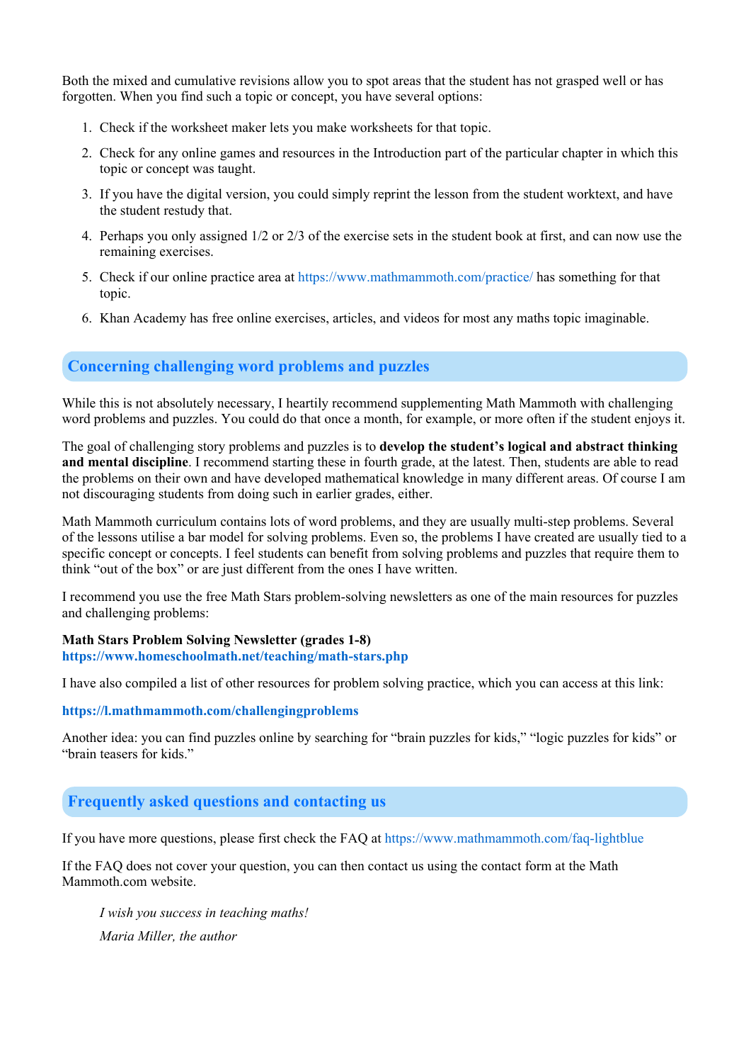Both the mixed and cumulative revisions allow you to spot areas that the student has not grasped well or has forgotten. When you find such a topic or concept, you have several options:

1. Check if the worksheet maker lets you make worksheets for that topic.
2. Check for any online games and resources in the Introduction part of the particular chapter in which this topic or concept was taught.
3. If you have the digital version, you could simply reprint the lesson from the student worktext, and have the student restudy that.
4. Perhaps you only assigned 1/2 or 2/3 of the exercise sets in the student book at first, and can now use the remaining exercises.
5. Check if our online practice area at https://www.mathmammoth.com/practice/ has something for that topic.
6. Khan Academy has free online exercises, articles, and videos for most any maths topic imaginable.

## Concerning challenging word problems and puzzles

While this is not absolutely necessary, I heartily recommend supplementing Math Mammoth with challenging word problems and puzzles. You could do that once a month, for example, or more often if the student enjoys it.

The goal of challenging story problems and puzzles is to **develop the student's logical and abstract thinking and mental discipline**. I recommend starting these in fourth grade, at the latest. Then, students are able to read the problems on their own and have developed mathematical knowledge in many different areas. Of course I am not discouraging students from doing such in earlier grades, either.

Math Mammoth curriculum contains lots of word problems, and they are usually multi-step problems. Several of the lessons utilise a bar model for solving problems. Even so, the problems I have created are usually tied to a specific concept or concepts. I feel students can benefit from solving problems and puzzles that require them to think "out of the box" or are just different from the ones I have written.

I recommend you use the free Math Stars problem-solving newsletters as one of the main resources for puzzles and challenging problems:

**Math Stars Problem Solving Newsletter (grades 1-8)**
**https://www.homeschoolmath.net/teaching/math-stars.php**

I have also compiled a list of other resources for problem solving practice, which you can access at this link:

**https://l.mathmammoth.com/challengingproblems**

Another idea: you can find puzzles online by searching for "brain puzzles for kids," "logic puzzles for kids" or "brain teasers for kids."

## Frequently asked questions and contacting us

If you have more questions, please first check the FAQ at https://www.mathmammoth.com/faq-lightblue

If the FAQ does not cover your question, you can then contact us using the contact form at the Math Mammoth.com website.

*I wish you success in teaching maths!*

*Maria Miller, the author*